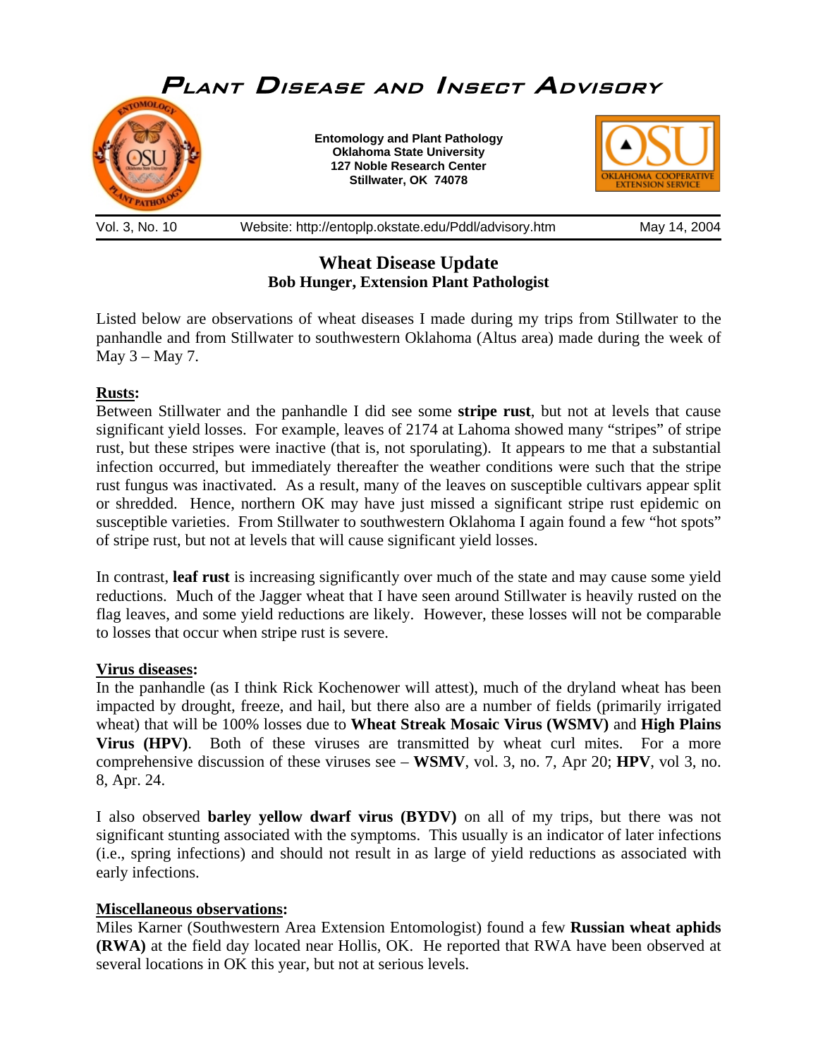# Plant Disease and Insect Advisory

**Entomology and Plant Pathology**
**Oklahoma State University**
**127 Noble Research Center**
**Stillwater, OK 74078**

Vol. 3, No. 10 Website: http://entoplp.okstate.edu/Pddl/advisory.htm May 14, 2004

## Wheat Disease Update

**Bob Hunger, Extension Plant Pathologist**

Listed below are observations of wheat diseases I made during my trips from Stillwater to the panhandle and from Stillwater to southwestern Oklahoma (Altus area) made during the week of May 3 – May 7.

### Rusts:

Between Stillwater and the panhandle I did see some **stripe rust**, but not at levels that cause significant yield losses. For example, leaves of 2174 at Lahoma showed many "stripes" of stripe rust, but these stripes were inactive (that is, not sporulating). It appears to me that a substantial infection occurred, but immediately thereafter the weather conditions were such that the stripe rust fungus was inactivated. As a result, many of the leaves on susceptible cultivars appear split or shredded. Hence, northern OK may have just missed a significant stripe rust epidemic on susceptible varieties. From Stillwater to southwestern Oklahoma I again found a few "hot spots" of stripe rust, but not at levels that will cause significant yield losses.

In contrast, **leaf rust** is increasing significantly over much of the state and may cause some yield reductions. Much of the Jagger wheat that I have seen around Stillwater is heavily rusted on the flag leaves, and some yield reductions are likely. However, these losses will not be comparable to losses that occur when stripe rust is severe.

### Virus diseases:

In the panhandle (as I think Rick Kochenower will attest), much of the dryland wheat has been impacted by drought, freeze, and hail, but there also are a number of fields (primarily irrigated wheat) that will be 100% losses due to **Wheat Streak Mosaic Virus (WSMV)** and **High Plains Virus (HPV)**. Both of these viruses are transmitted by wheat curl mites. For a more comprehensive discussion of these viruses see – **WSMV**, vol. 3, no. 7, Apr 20; **HPV**, vol 3, no. 8, Apr. 24.

I also observed **barley yellow dwarf virus (BYDV)** on all of my trips, but there was not significant stunting associated with the symptoms. This usually is an indicator of later infections (i.e., spring infections) and should not result in as large of yield reductions as associated with early infections.

### Miscellaneous observations:

Miles Karner (Southwestern Area Extension Entomologist) found a few **Russian wheat aphids (RWA)** at the field day located near Hollis, OK. He reported that RWA have been observed at several locations in OK this year, but not at serious levels.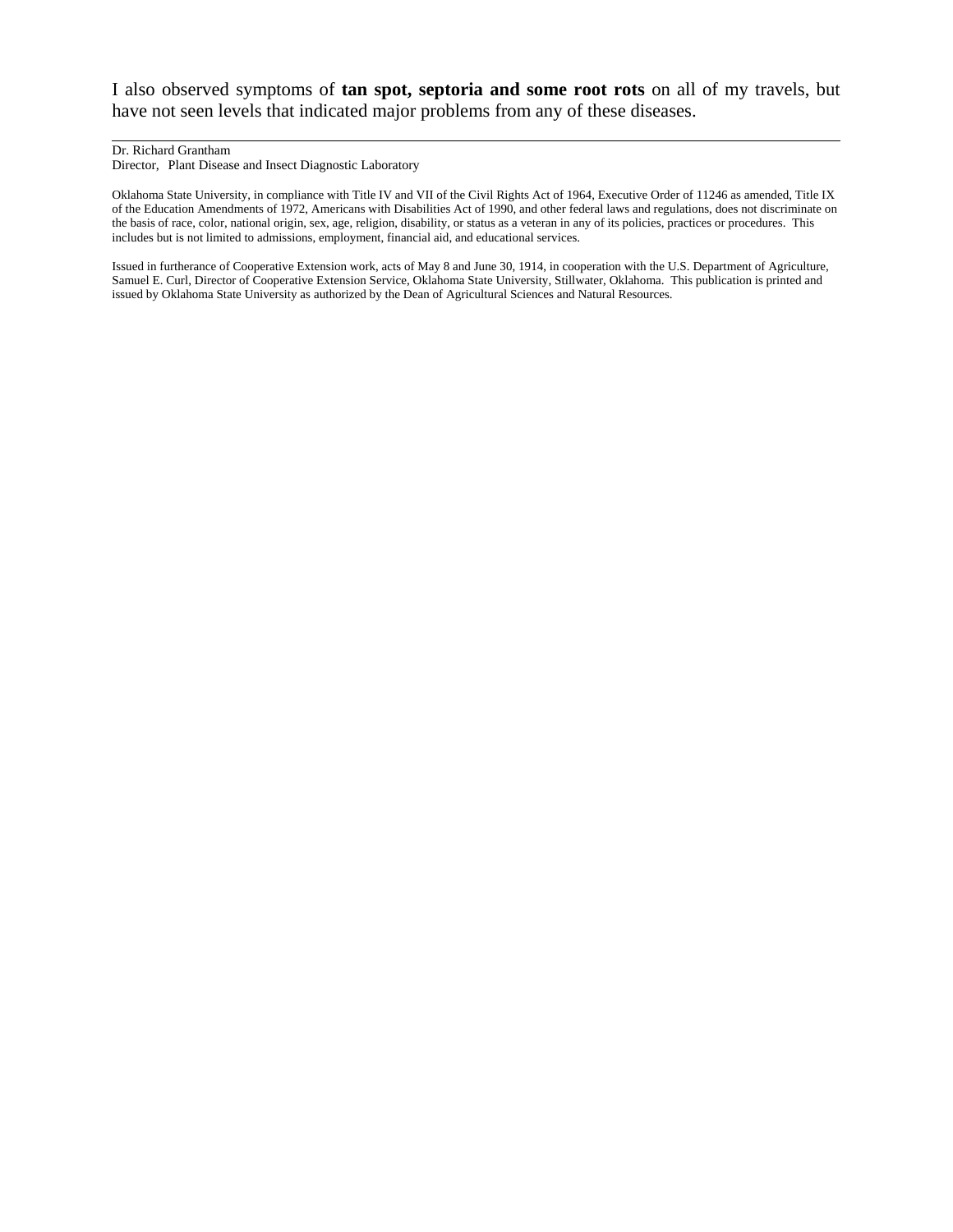I also observed symptoms of **tan spot, septoria and some root rots** on all of my travels, but have not seen levels that indicated major problems from any of these diseases.

---

Dr. Richard Grantham
Director, Plant Disease and Insect Diagnostic Laboratory

Oklahoma State University, in compliance with Title IV and VII of the Civil Rights Act of 1964, Executive Order of 11246 as amended, Title IX of the Education Amendments of 1972, Americans with Disabilities Act of 1990, and other federal laws and regulations, does not discriminate on the basis of race, color, national origin, sex, age, religion, disability, or status as a veteran in any of its policies, practices or procedures. This includes but is not limited to admissions, employment, financial aid, and educational services.

Issued in furtherance of Cooperative Extension work, acts of May 8 and June 30, 1914, in cooperation with the U.S. Department of Agriculture, Samuel E. Curl, Director of Cooperative Extension Service, Oklahoma State University, Stillwater, Oklahoma. This publication is printed and issued by Oklahoma State University as authorized by the Dean of Agricultural Sciences and Natural Resources.